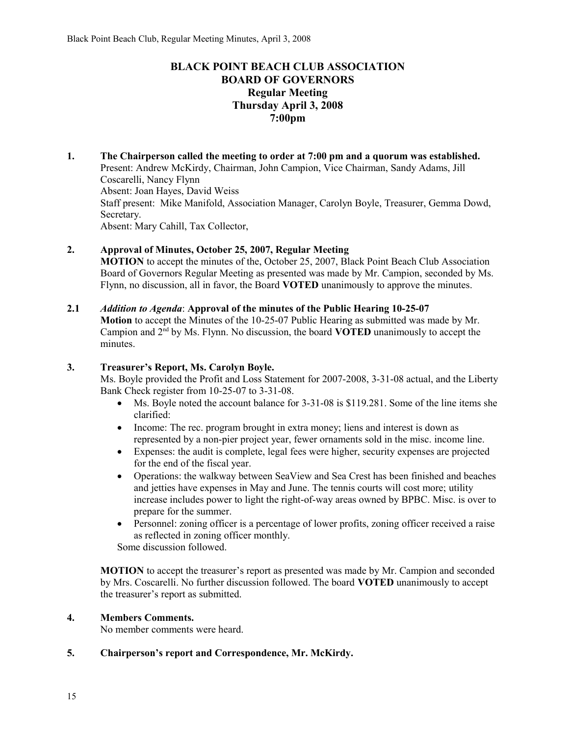# BLACK POINT BEACH CLUB ASSOCIATION
## BOARD OF GOVERNORS
### Regular Meeting
### Thursday April 3, 2008
### 7:00pm

**1. The Chairperson called the meeting to order at 7:00 pm and a quorum was established.**
Present: Andrew McKirdy, Chairman, John Campion, Vice Chairman, Sandy Adams, Jill Coscarelli, Nancy Flynn
Absent: Joan Hayes, David Weiss
Staff present: Mike Manifold, Association Manager, Carolyn Boyle, Treasurer, Gemma Dowd, Secretary.
Absent: Mary Cahill, Tax Collector,

**2. Approval of Minutes, October 25, 2007, Regular Meeting**
**MOTION** to accept the minutes of the, October 25, 2007, Black Point Beach Club Association Board of Governors Regular Meeting as presented was made by Mr. Campion, seconded by Ms. Flynn, no discussion, all in favor, the Board **VOTED** unanimously to approve the minutes.

**2.1** *Addition to Agenda*: **Approval of the minutes of the Public Hearing 10-25-07**
**Motion** to accept the Minutes of the 10-25-07 Public Hearing as submitted was made by Mr. Campion and 2nd by Ms. Flynn. No discussion, the board **VOTED** unanimously to accept the minutes.

**3. Treasurer's Report, Ms. Carolyn Boyle.**
Ms. Boyle provided the Profit and Loss Statement for 2007-2008, 3-31-08 actual, and the Liberty Bank Check register from 10-25-07 to 3-31-08.

- Ms. Boyle noted the account balance for 3-31-08 is $119.281. Some of the line items she clarified:
- Income: The rec. program brought in extra money; liens and interest is down as represented by a non-pier project year, fewer ornaments sold in the misc. income line.
- Expenses: the audit is complete, legal fees were higher, security expenses are projected for the end of the fiscal year.
- Operations: the walkway between SeaView and Sea Crest has been finished and beaches and jetties have expenses in May and June. The tennis courts will cost more; utility increase includes power to light the right-of-way areas owned by BPBC. Misc. is over to prepare for the summer.
- Personnel: zoning officer is a percentage of lower profits, zoning officer received a raise as reflected in zoning officer monthly.

Some discussion followed.

**MOTION** to accept the treasurer's report as presented was made by Mr. Campion and seconded by Mrs. Coscarelli. No further discussion followed. The board **VOTED** unanimously to accept the treasurer's report as submitted.

**4. Members Comments.**
No member comments were heard.

**5. Chairperson's report and Correspondence, Mr. McKirdy.**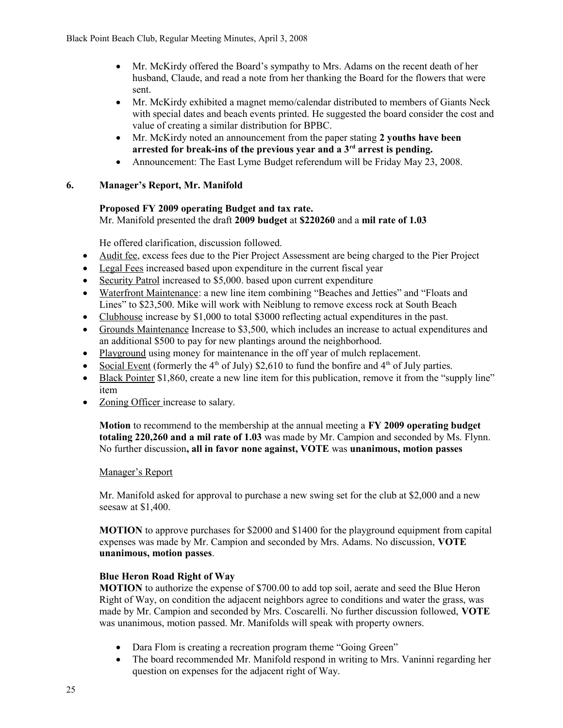- Mr. McKirdy offered the Board's sympathy to Mrs. Adams on the recent death of her husband, Claude, and read a note from her thanking the Board for the flowers that were sent.
- Mr. McKirdy exhibited a magnet memo/calendar distributed to members of Giants Neck with special dates and beach events printed. He suggested the board consider the cost and value of creating a similar distribution for BPBC.
- Mr. McKirdy noted an announcement from the paper stating **2 youths have been arrested for break-ins of the previous year and a 3rd arrest is pending.**
- Announcement: The East Lyme Budget referendum will be Friday May 23, 2008.

## 6. Manager's Report, Mr. Manifold

**Proposed FY 2009 operating Budget and tax rate.**
Mr. Manifold presented the draft **2009 budget** at **$220260** and a **mil rate of 1.03**

He offered clarification, discussion followed.

- Audit fee, excess fees due to the Pier Project Assessment are being charged to the Pier Project
- Legal Fees increased based upon expenditure in the current fiscal year
- Security Patrol increased to $5,000. based upon current expenditure
- Waterfront Maintenance: a new line item combining "Beaches and Jetties" and "Floats and Lines" to $23,500. Mike will work with Neiblung to remove excess rock at South Beach
- Clubhouse increase by $1,000 to total $3000 reflecting actual expenditures in the past.
- Grounds Maintenance Increase to $3,500, which includes an increase to actual expenditures and an additional $500 to pay for new plantings around the neighborhood.
- Playground using money for maintenance in the off year of mulch replacement.
- Social Event (formerly the 4th of July) $2,610 to fund the bonfire and 4th of July parties.
- Black Pointer $1,860, create a new line item for this publication, remove it from the "supply line" item
- Zoning Officer increase to salary.

**Motion** to recommend to the membership at the annual meeting a **FY 2009 operating budget totaling 220,260 and a mil rate of 1.03** was made by Mr. Campion and seconded by Ms. Flynn. No further discussion**, all in favor none against, VOTE** was **unanimous, motion passes**

Manager's Report

Mr. Manifold asked for approval to purchase a new swing set for the club at $2,000 and a new seesaw at $1,400.

**MOTION** to approve purchases for $2000 and $1400 for the playground equipment from capital expenses was made by Mr. Campion and seconded by Mrs. Adams. No discussion, **VOTE unanimous, motion passes**.

**Blue Heron Road Right of Way**
**MOTION** to authorize the expense of $700.00 to add top soil, aerate and seed the Blue Heron Right of Way, on condition the adjacent neighbors agree to conditions and water the grass, was made by Mr. Campion and seconded by Mrs. Coscarelli. No further discussion followed, **VOTE** was unanimous, motion passed. Mr. Manifolds will speak with property owners.

- Dara Flom is creating a recreation program theme "Going Green"
- The board recommended Mr. Manifold respond in writing to Mrs. Vaninni regarding her question on expenses for the adjacent right of Way.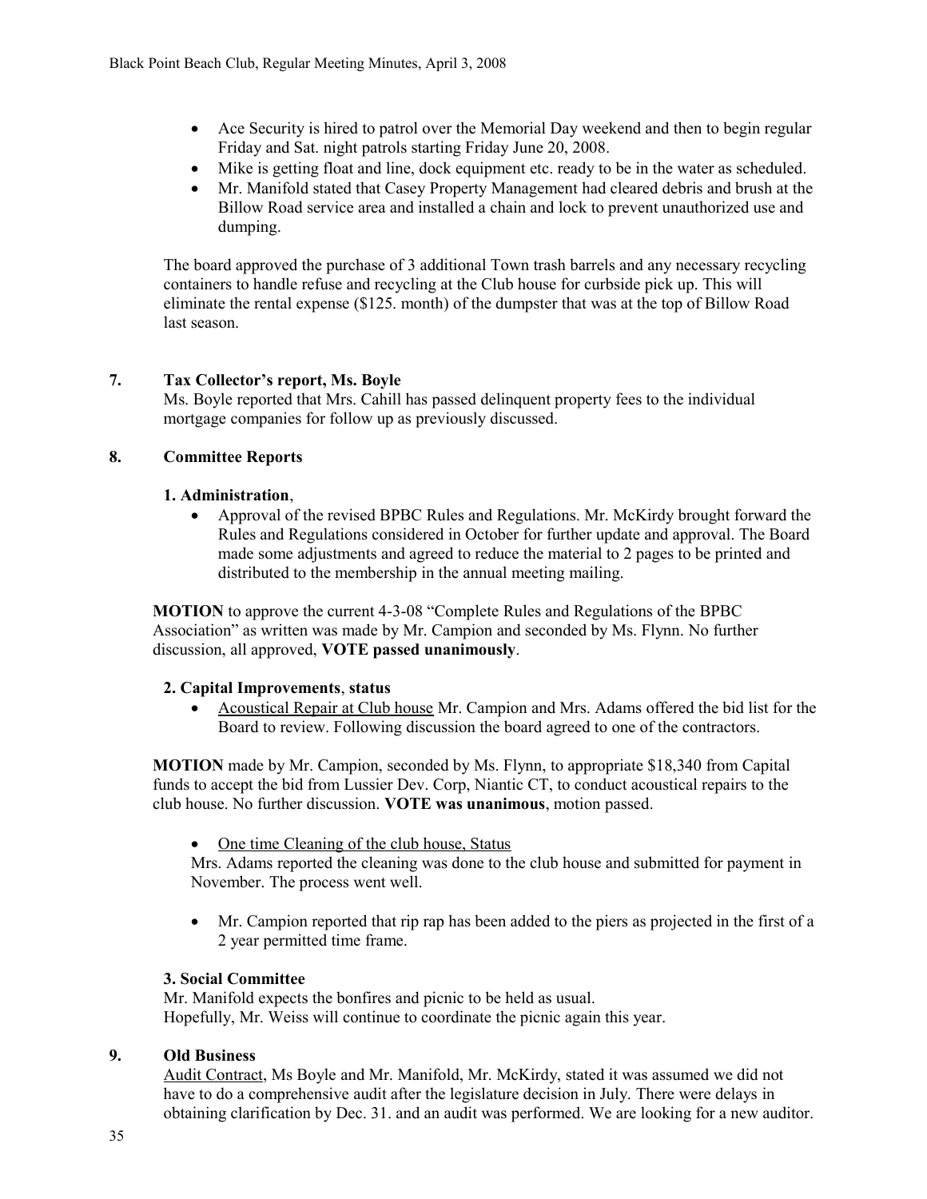- Ace Security is hired to patrol over the Memorial Day weekend and then to begin regular Friday and Sat. night patrols starting Friday June 20, 2008.
- Mike is getting float and line, dock equipment etc. ready to be in the water as scheduled.
- Mr. Manifold stated that Casey Property Management had cleared debris and brush at the Billow Road service area and installed a chain and lock to prevent unauthorized use and dumping.

The board approved the purchase of 3 additional Town trash barrels and any necessary recycling containers to handle refuse and recycling at the Club house for curbside pick up. This will eliminate the rental expense ($125. month) of the dumpster that was at the top of Billow Road last season.

## 7. Tax Collector's report, Ms. Boyle

Ms. Boyle reported that Mrs. Cahill has passed delinquent property fees to the individual mortgage companies for follow up as previously discussed.

## 8. Committee Reports

### 1. Administration,

- Approval of the revised BPBC Rules and Regulations. Mr. McKirdy brought forward the Rules and Regulations considered in October for further update and approval. The Board made some adjustments and agreed to reduce the material to 2 pages to be printed and distributed to the membership in the annual meeting mailing.

**MOTION** to approve the current 4-3-08 "Complete Rules and Regulations of the BPBC Association" as written was made by Mr. Campion and seconded by Ms. Flynn. No further discussion, all approved, **VOTE passed unanimously**.

### 2. Capital Improvements, status

- Acoustical Repair at Club house Mr. Campion and Mrs. Adams offered the bid list for the Board to review. Following discussion the board agreed to one of the contractors.

**MOTION** made by Mr. Campion, seconded by Ms. Flynn, to appropriate $18,340 from Capital funds to accept the bid from Lussier Dev. Corp, Niantic CT, to conduct acoustical repairs to the club house. No further discussion. **VOTE was unanimous**, motion passed.

- One time Cleaning of the club house, Status

Mrs. Adams reported the cleaning was done to the club house and submitted for payment in November. The process went well.

- Mr. Campion reported that rip rap has been added to the piers as projected in the first of a 2 year permitted time frame.

### 3. Social Committee

Mr. Manifold expects the bonfires and picnic to be held as usual.
Hopefully, Mr. Weiss will continue to coordinate the picnic again this year.

## 9. Old Business

Audit Contract, Ms Boyle and Mr. Manifold, Mr. McKirdy, stated it was assumed we did not have to do a comprehensive audit after the legislature decision in July. There were delays in obtaining clarification by Dec. 31. and an audit was performed. We are looking for a new auditor.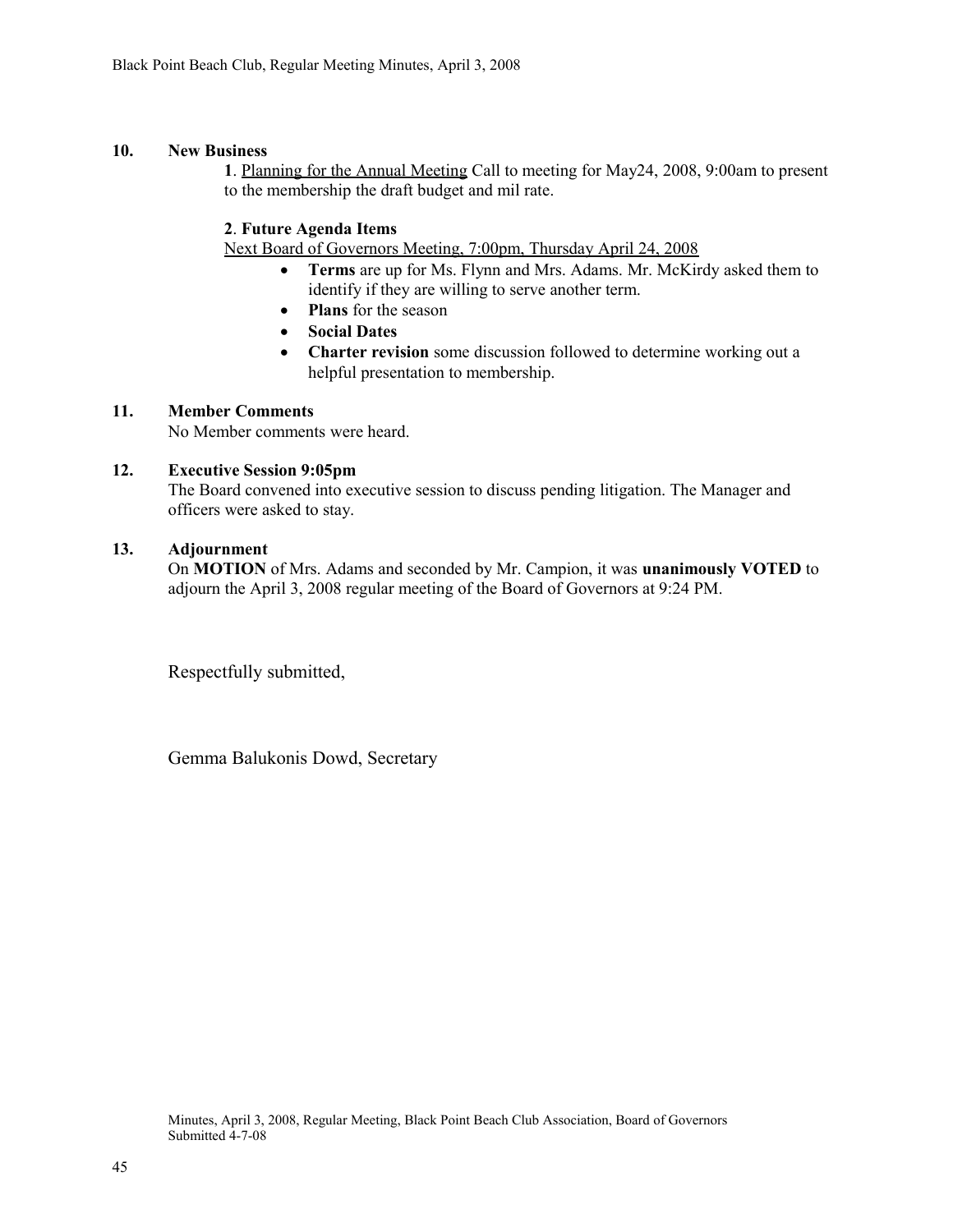**10. New Business**

**1**. Planning for the Annual Meeting Call to meeting for May24, 2008, 9:00am to present to the membership the draft budget and mil rate.

**2**. **Future Agenda Items**

Next Board of Governors Meeting, 7:00pm, Thursday April 24, 2008

- **Terms** are up for Ms. Flynn and Mrs. Adams. Mr. McKirdy asked them to identify if they are willing to serve another term.
- **Plans** for the season
- **Social Dates**
- **Charter revision** some discussion followed to determine working out a helpful presentation to membership.

**11. Member Comments**

No Member comments were heard.

**12. Executive Session 9:05pm**

The Board convened into executive session to discuss pending litigation. The Manager and officers were asked to stay.

**13. Adjournment**

On **MOTION** of Mrs. Adams and seconded by Mr. Campion, it was **unanimously VOTED** to adjourn the April 3, 2008 regular meeting of the Board of Governors at 9:24 PM.

Respectfully submitted,

Gemma Balukonis Dowd, Secretary

Minutes, April 3, 2008, Regular Meeting, Black Point Beach Club Association, Board of Governors
Submitted 4-7-08